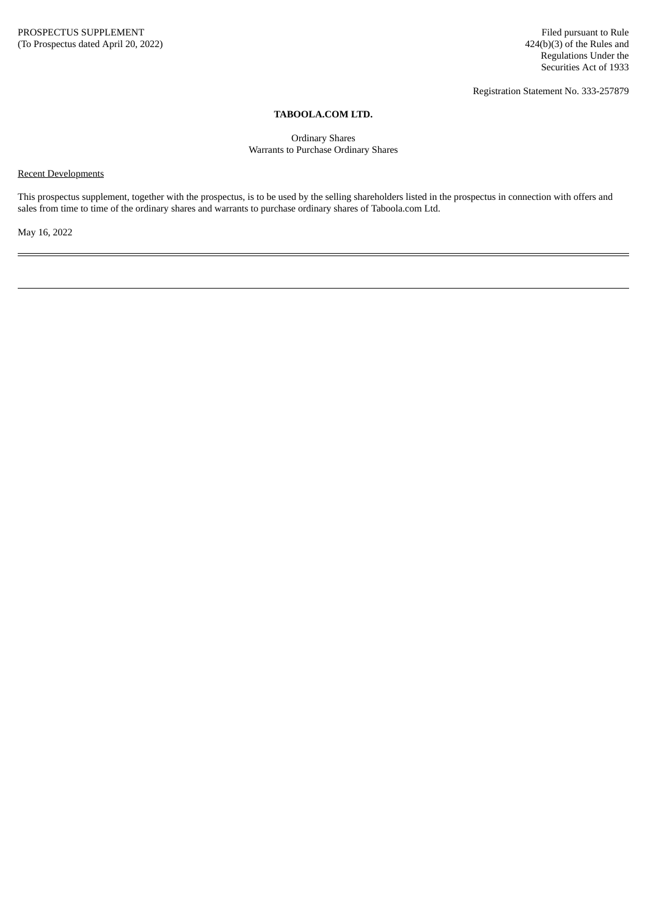PROSPECTUS SUPPLEMENT
(To Prospectus dated April 20, 2022)

Filed pursuant to Rule 424(b)(3) of the Rules and Regulations Under the Securities Act of 1933

Registration Statement No. 333-257879

**TABOOLA.COM LTD.**

Ordinary Shares
Warrants to Purchase Ordinary Shares

Recent Developments

This prospectus supplement, together with the prospectus, is to be used by the selling shareholders listed in the prospectus in connection with offers and sales from time to time of the ordinary shares and warrants to purchase ordinary shares of Taboola.com Ltd.

May 16, 2022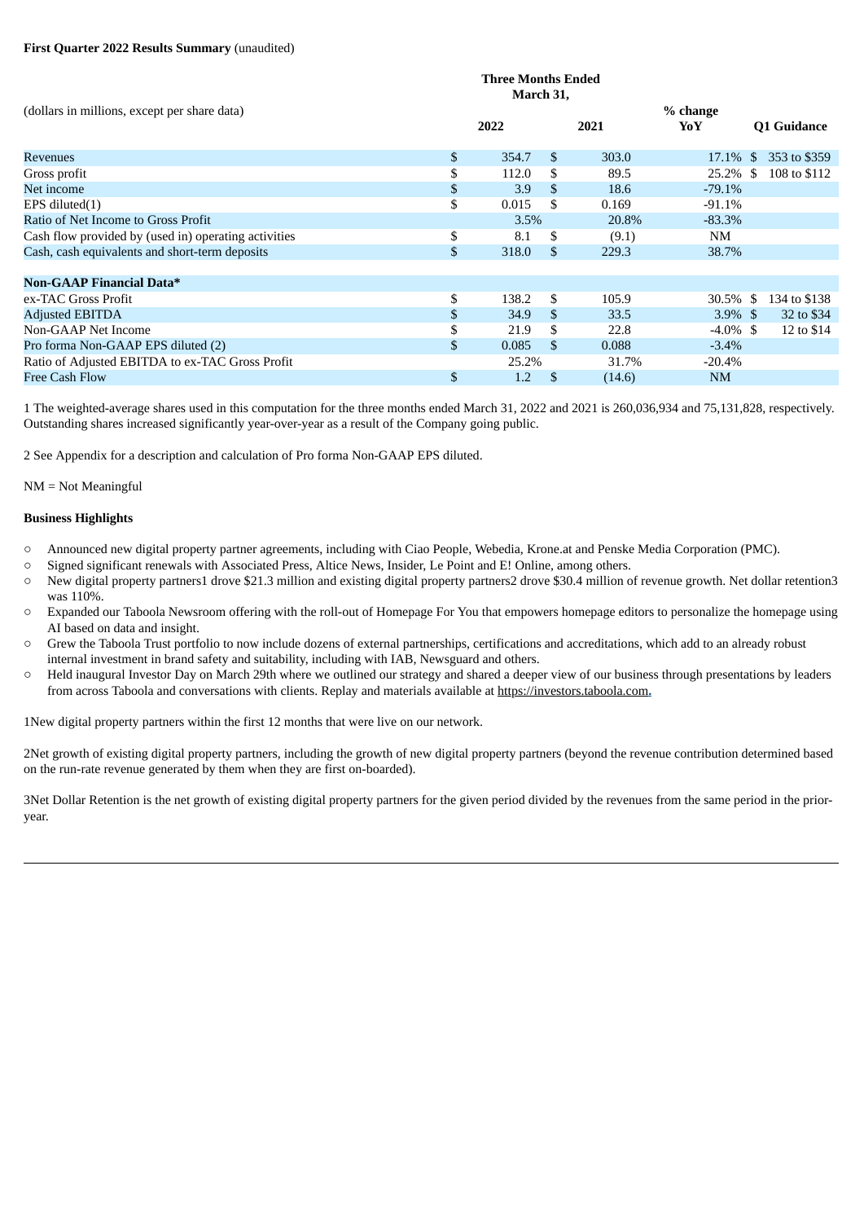**First Quarter 2022 Results Summary** (unaudited)

| (dollars in millions, except per share data) | Three Months Ended March 31, 2022 | Three Months Ended March 31, 2021 | % change YoY | Q1 Guidance |
|---|---|---|---|---|
| Revenues | $ 354.7 | $ 303.0 | 17.1% | $ 353 to $359 |
| Gross profit | $ 112.0 | $ 89.5 | 25.2% | $ 108 to $112 |
| Net income | $ 3.9 | $ 18.6 | -79.1% | |
| EPS diluted(1) | $ 0.015 | $ 0.169 | -91.1% | |
| Ratio of Net Income to Gross Profit | 3.5% | 20.8% | -83.3% | |
| Cash flow provided by (used in) operating activities | $ 8.1 | $ (9.1) | NM | |
| Cash, cash equivalents and short-term deposits | $ 318.0 | $ 229.3 | 38.7% | |
| **Non-GAAP Financial Data*** | | | | |
| ex-TAC Gross Profit | $ 138.2 | $ 105.9 | 30.5% | $ 134 to $138 |
| Adjusted EBITDA | $ 34.9 | $ 33.5 | 3.9% | $ 32 to $34 |
| Non-GAAP Net Income | $ 21.9 | $ 22.8 | -4.0% | $ 12 to $14 |
| Pro forma Non-GAAP EPS diluted (2) | $ 0.085 | $ 0.088 | -3.4% | |
| Ratio of Adjusted EBITDA to ex-TAC Gross Profit | 25.2% | 31.7% | -20.4% | |
| Free Cash Flow | $ 1.2 | $ (14.6) | NM | |

1 The weighted-average shares used in this computation for the three months ended March 31, 2022 and 2021 is 260,036,934 and 75,131,828, respectively. Outstanding shares increased significantly year-over-year as a result of the Company going public.

2 See Appendix for a description and calculation of Pro forma Non-GAAP EPS diluted.

NM = Not Meaningful

**Business Highlights**

- Announced new digital property partner agreements, including with Ciao People, Webedia, Krone.at and Penske Media Corporation (PMC).
- Signed significant renewals with Associated Press, Altice News, Insider, Le Point and E! Online, among others.
- New digital property partners[1] drove $21.3 million and existing digital property partners[2] drove $30.4 million of revenue growth. Net dollar retention[3] was 110%.
- Expanded our Taboola Newsroom offering with the roll-out of Homepage For You that empowers homepage editors to personalize the homepage using AI based on data and insight.
- Grew the Taboola Trust portfolio to now include dozens of external partnerships, certifications and accreditations, which add to an already robust internal investment in brand safety and suitability, including with IAB, Newsguard and others.
- Held inaugural Investor Day on March 29th where we outlined our strategy and shared a deeper view of our business through presentations by leaders from across Taboola and conversations with clients. Replay and materials available at https://investors.taboola.com.

1New digital property partners within the first 12 months that were live on our network.

2Net growth of existing digital property partners, including the growth of new digital property partners (beyond the revenue contribution determined based on the run-rate revenue generated by them when they are first on-boarded).

3Net Dollar Retention is the net growth of existing digital property partners for the given period divided by the revenues from the same period in the prior-year.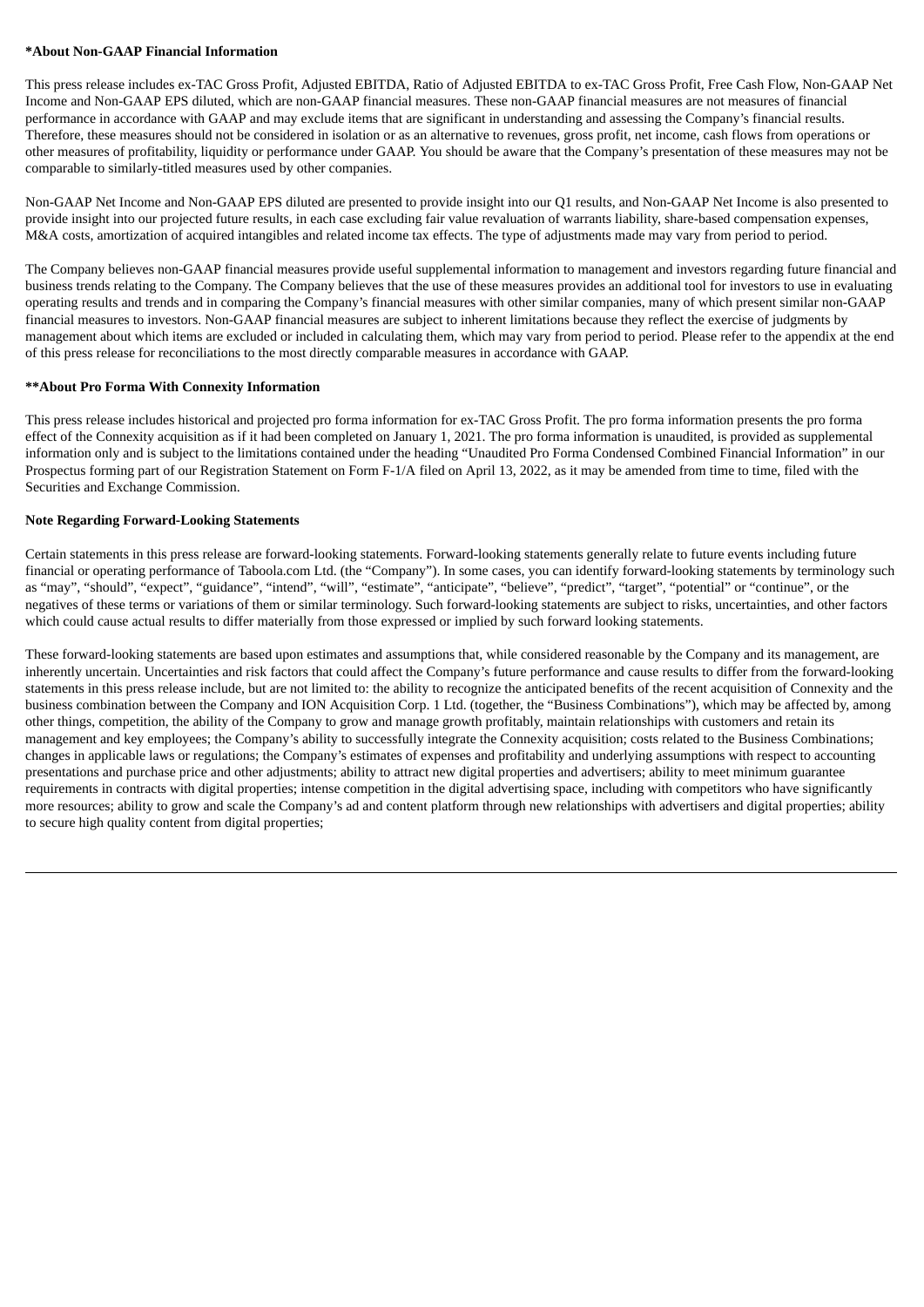**\*About Non-GAAP Financial Information**

This press release includes ex-TAC Gross Profit, Adjusted EBITDA, Ratio of Adjusted EBITDA to ex-TAC Gross Profit, Free Cash Flow, Non-GAAP Net Income and Non-GAAP EPS diluted, which are non-GAAP financial measures. These non-GAAP financial measures are not measures of financial performance in accordance with GAAP and may exclude items that are significant in understanding and assessing the Company's financial results. Therefore, these measures should not be considered in isolation or as an alternative to revenues, gross profit, net income, cash flows from operations or other measures of profitability, liquidity or performance under GAAP. You should be aware that the Company's presentation of these measures may not be comparable to similarly-titled measures used by other companies.

Non-GAAP Net Income and Non-GAAP EPS diluted are presented to provide insight into our Q1 results, and Non-GAAP Net Income is also presented to provide insight into our projected future results, in each case excluding fair value revaluation of warrants liability, share-based compensation expenses, M&A costs, amortization of acquired intangibles and related income tax effects. The type of adjustments made may vary from period to period.

The Company believes non-GAAP financial measures provide useful supplemental information to management and investors regarding future financial and business trends relating to the Company. The Company believes that the use of these measures provides an additional tool for investors to use in evaluating operating results and trends and in comparing the Company's financial measures with other similar companies, many of which present similar non-GAAP financial measures to investors. Non-GAAP financial measures are subject to inherent limitations because they reflect the exercise of judgments by management about which items are excluded or included in calculating them, which may vary from period to period. Please refer to the appendix at the end of this press release for reconciliations to the most directly comparable measures in accordance with GAAP.

**\*\*About Pro Forma With Connexity Information**

This press release includes historical and projected pro forma information for ex-TAC Gross Profit. The pro forma information presents the pro forma effect of the Connexity acquisition as if it had been completed on January 1, 2021. The pro forma information is unaudited, is provided as supplemental information only and is subject to the limitations contained under the heading "Unaudited Pro Forma Condensed Combined Financial Information" in our Prospectus forming part of our Registration Statement on Form F-1/A filed on April 13, 2022, as it may be amended from time to time, filed with the Securities and Exchange Commission.

**Note Regarding Forward-Looking Statements**

Certain statements in this press release are forward-looking statements. Forward-looking statements generally relate to future events including future financial or operating performance of Taboola.com Ltd. (the "Company"). In some cases, you can identify forward-looking statements by terminology such as "may", "should", "expect", "guidance", "intend", "will", "estimate", "anticipate", "believe", "predict", "target", "potential" or "continue", or the negatives of these terms or variations of them or similar terminology. Such forward-looking statements are subject to risks, uncertainties, and other factors which could cause actual results to differ materially from those expressed or implied by such forward looking statements.

These forward-looking statements are based upon estimates and assumptions that, while considered reasonable by the Company and its management, are inherently uncertain. Uncertainties and risk factors that could affect the Company's future performance and cause results to differ from the forward-looking statements in this press release include, but are not limited to: the ability to recognize the anticipated benefits of the recent acquisition of Connexity and the business combination between the Company and ION Acquisition Corp. 1 Ltd. (together, the "Business Combinations"), which may be affected by, among other things, competition, the ability of the Company to grow and manage growth profitably, maintain relationships with customers and retain its management and key employees; the Company's ability to successfully integrate the Connexity acquisition; costs related to the Business Combinations; changes in applicable laws or regulations; the Company's estimates of expenses and profitability and underlying assumptions with respect to accounting presentations and purchase price and other adjustments; ability to attract new digital properties and advertisers; ability to meet minimum guarantee requirements in contracts with digital properties; intense competition in the digital advertising space, including with competitors who have significantly more resources; ability to grow and scale the Company's ad and content platform through new relationships with advertisers and digital properties; ability to secure high quality content from digital properties;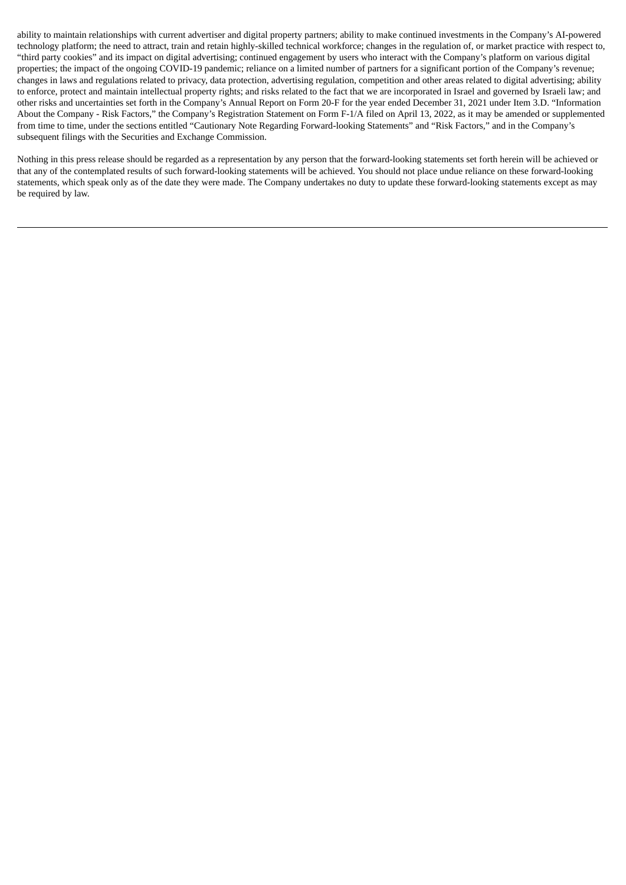ability to maintain relationships with current advertiser and digital property partners; ability to make continued investments in the Company's AI-powered technology platform; the need to attract, train and retain highly-skilled technical workforce; changes in the regulation of, or market practice with respect to, "third party cookies" and its impact on digital advertising; continued engagement by users who interact with the Company's platform on various digital properties; the impact of the ongoing COVID-19 pandemic; reliance on a limited number of partners for a significant portion of the Company's revenue; changes in laws and regulations related to privacy, data protection, advertising regulation, competition and other areas related to digital advertising; ability to enforce, protect and maintain intellectual property rights; and risks related to the fact that we are incorporated in Israel and governed by Israeli law; and other risks and uncertainties set forth in the Company's Annual Report on Form 20-F for the year ended December 31, 2021 under Item 3.D. "Information About the Company - Risk Factors," the Company's Registration Statement on Form F-1/A filed on April 13, 2022, as it may be amended or supplemented from time to time, under the sections entitled "Cautionary Note Regarding Forward-looking Statements" and "Risk Factors," and in the Company's subsequent filings with the Securities and Exchange Commission.

Nothing in this press release should be regarded as a representation by any person that the forward-looking statements set forth herein will be achieved or that any of the contemplated results of such forward-looking statements will be achieved. You should not place undue reliance on these forward-looking statements, which speak only as of the date they were made. The Company undertakes no duty to update these forward-looking statements except as may be required by law.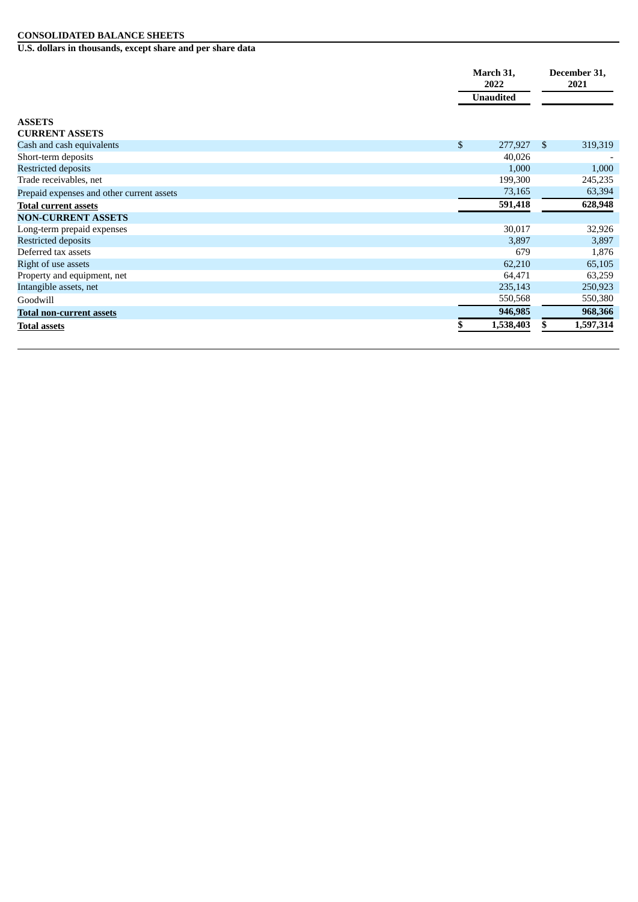**CONSOLIDATED BALANCE SHEETS**

**U.S. dollars in thousands, except share and per share data**

| | March 31, 2022 | December 31, 2021 |
|---|---|---|
| | Unaudited | |
| **ASSETS** | | |
| **CURRENT ASSETS** | | |
| Cash and cash equivalents | $ 277,927 | $ 319,319 |
| Short-term deposits | 40,026 | - |
| Restricted deposits | 1,000 | 1,000 |
| Trade receivables, net | 199,300 | 245,235 |
| Prepaid expenses and other current assets | 73,165 | 63,394 |
| **Total current assets** | **591,418** | **628,948** |
| **NON-CURRENT ASSETS** | | |
| Long-term prepaid expenses | 30,017 | 32,926 |
| Restricted deposits | 3,897 | 3,897 |
| Deferred tax assets | 679 | 1,876 |
| Right of use assets | 62,210 | 65,105 |
| Property and equipment, net | 64,471 | 63,259 |
| Intangible assets, net | 235,143 | 250,923 |
| Goodwill | 550,568 | 550,380 |
| **Total non-current assets** | **946,985** | **968,366** |
| **Total assets** | **$ 1,538,403** | **$ 1,597,314** |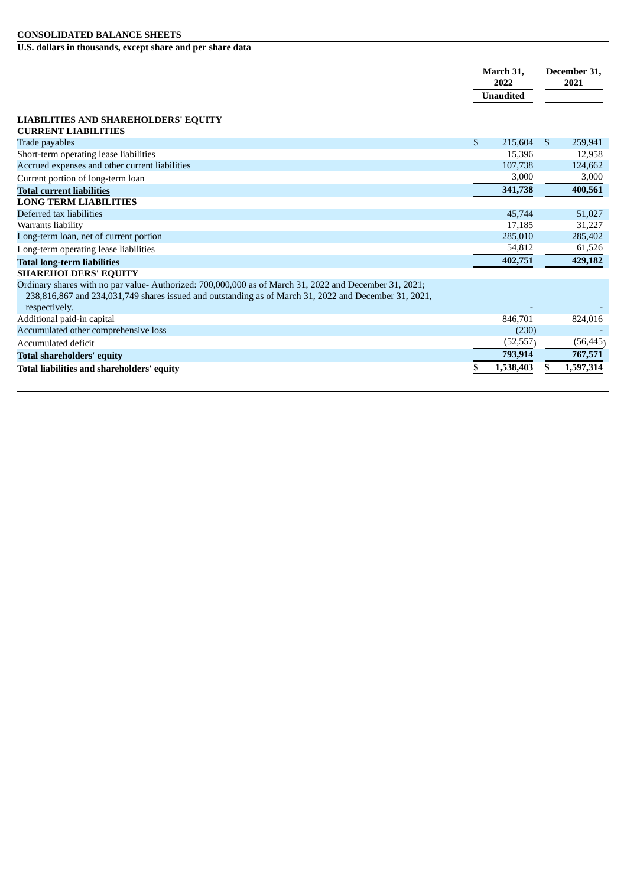**CONSOLIDATED BALANCE SHEETS**

**U.S. dollars in thousands, except share and per share data**

| | March 31, 2022 | December 31, 2021 |
|---|---|---|
| | Unaudited | |
| **LIABILITIES AND SHAREHOLDERS' EQUITY** | | |
| **CURRENT LIABILITIES** | | |
| Trade payables | $ 215,604 | $ 259,941 |
| Short-term operating lease liabilities | 15,396 | 12,958 |
| Accrued expenses and other current liabilities | 107,738 | 124,662 |
| Current portion of long-term loan | 3,000 | 3,000 |
| **Total current liabilities** | **341,738** | **400,561** |
| **LONG TERM LIABILITIES** | | |
| Deferred tax liabilities | 45,744 | 51,027 |
| Warrants liability | 17,185 | 31,227 |
| Long-term loan, net of current portion | 285,010 | 285,402 |
| Long-term operating lease liabilities | 54,812 | 61,526 |
| **Total long-term liabilities** | **402,751** | **429,182** |
| **SHAREHOLDERS' EQUITY** | | |
| Ordinary shares with no par value- Authorized: 700,000,000 as of March 31, 2022 and December 31, 2021; 238,816,867 and 234,031,749 shares issued and outstanding as of March 31, 2022 and December 31, 2021, respectively. | - | - |
| Additional paid-in capital | 846,701 | 824,016 |
| Accumulated other comprehensive loss | (230) | - |
| Accumulated deficit | (52,557) | (56,445) |
| **Total shareholders' equity** | **793,914** | **767,571** |
| **Total liabilities and shareholders' equity** | **$ 1,538,403** | **$ 1,597,314** |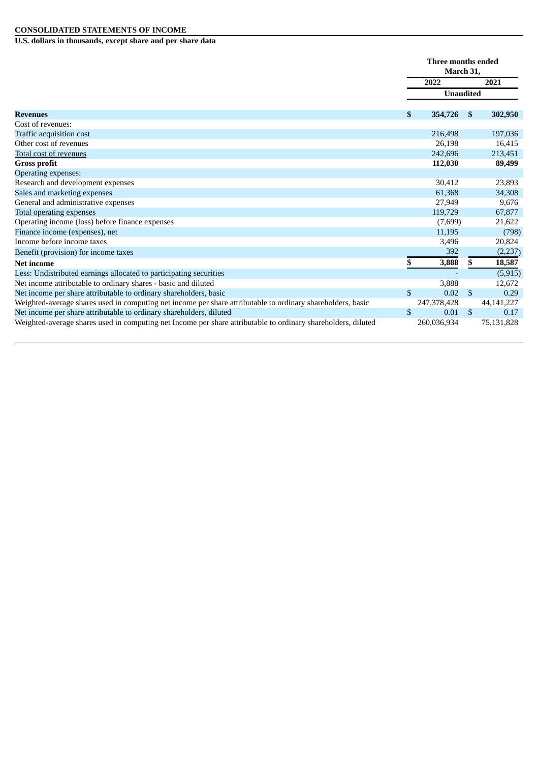**CONSOLIDATED STATEMENTS OF INCOME**

**U.S. dollars in thousands, except share and per share data**

| | Three months ended March 31, | |
|---|---|---|
| | 2022 | 2021 |
| | Unaudited | |
| **Revenues** | **$ 354,726** | **$ 302,950** |
| Cost of revenues: | | |
| Traffic acquisition cost | 216,498 | 197,036 |
| Other cost of revenues | 26,198 | 16,415 |
| Total cost of revenues | 242,696 | 213,451 |
| **Gross profit** | **112,030** | **89,499** |
| Operating expenses: | | |
| Research and development expenses | 30,412 | 23,893 |
| Sales and marketing expenses | 61,368 | 34,308 |
| General and administrative expenses | 27,949 | 9,676 |
| Total operating expenses | 119,729 | 67,877 |
| Operating income (loss) before finance expenses | (7,699) | 21,622 |
| Finance income (expenses), net | 11,195 | (798) |
| Income before income taxes | 3,496 | 20,824 |
| Benefit (provision) for income taxes | 392 | (2,237) |
| **Net income** | **$ 3,888** | **$ 18,587** |
| Less: Undistributed earnings allocated to participating securities | - | (5,915) |
| Net income attributable to ordinary shares - basic and diluted | 3,888 | 12,672 |
| Net income per share attributable to ordinary shareholders, basic | $ 0.02 | $ 0.29 |
| Weighted-average shares used in computing net income per share attributable to ordinary shareholders, basic | 247,378,428 | 44,141,227 |
| Net income per share attributable to ordinary shareholders, diluted | $ 0.01 | $ 0.17 |
| Weighted-average shares used in computing net Income per share attributable to ordinary shareholders, diluted | 260,036,934 | 75,131,828 |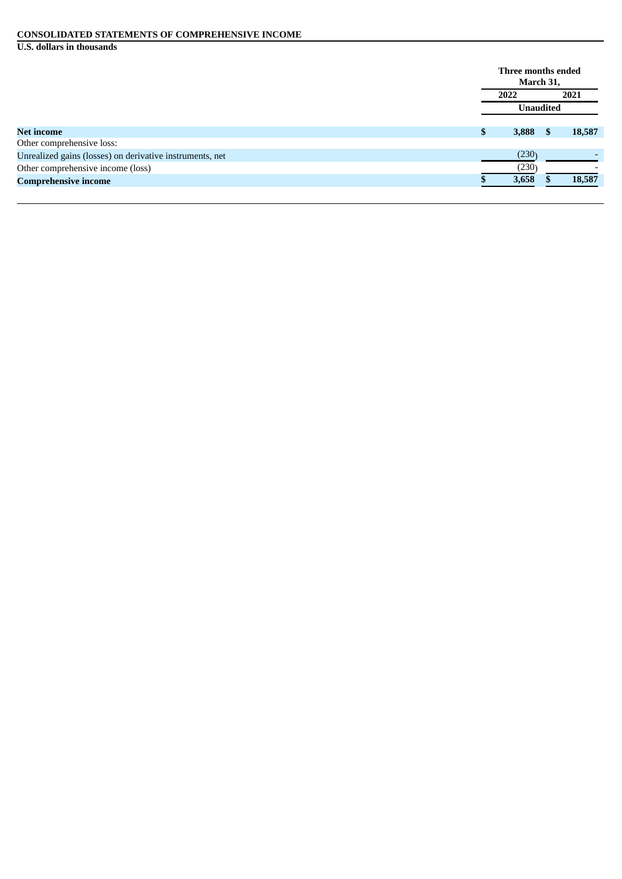**CONSOLIDATED STATEMENTS OF COMPREHENSIVE INCOME**

**U.S. dollars in thousands**

| | Three months ended March 31, | |
|---|---|---|
| | 2022 | 2021 |
| | Unaudited | |
| **Net income** | **$ 3,888** | **$ 18,587** |
| Other comprehensive loss: | | |
| Unrealized gains (losses) on derivative instruments, net | (230) | - |
| Other comprehensive income (loss) | (230) | - |
| **Comprehensive income** | **$ 3,658** | **$ 18,587** |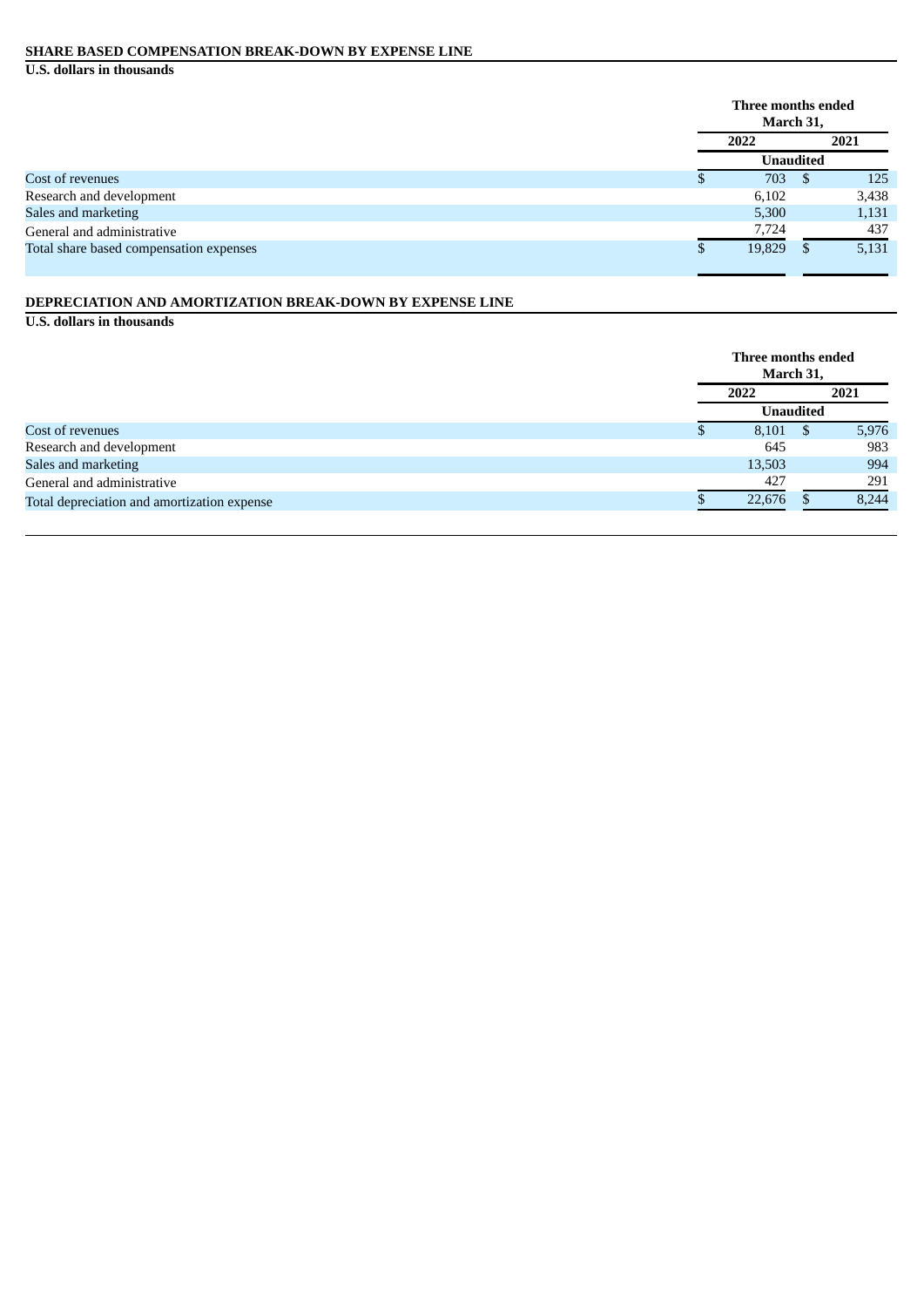**SHARE BASED COMPENSATION BREAK-DOWN BY EXPENSE LINE**

**U.S. dollars in thousands**

| | Three months ended March 31, | |
|---|---|---|
| | 2022 | 2021 |
| | Unaudited | |
| Cost of revenues | $ 703 | $ 125 |
| Research and development | 6,102 | 3,438 |
| Sales and marketing | 5,300 | 1,131 |
| General and administrative | 7,724 | 437 |
| Total share based compensation expenses | $ 19,829 | $ 5,131 |

**DEPRECIATION AND AMORTIZATION BREAK-DOWN BY EXPENSE LINE**

**U.S. dollars in thousands**

| | Three months ended March 31, | |
|---|---|---|
| | 2022 | 2021 |
| | Unaudited | |
| Cost of revenues | $ 8,101 | $ 5,976 |
| Research and development | 645 | 983 |
| Sales and marketing | 13,503 | 994 |
| General and administrative | 427 | 291 |
| Total depreciation and amortization expense | $ 22,676 | $ 8,244 |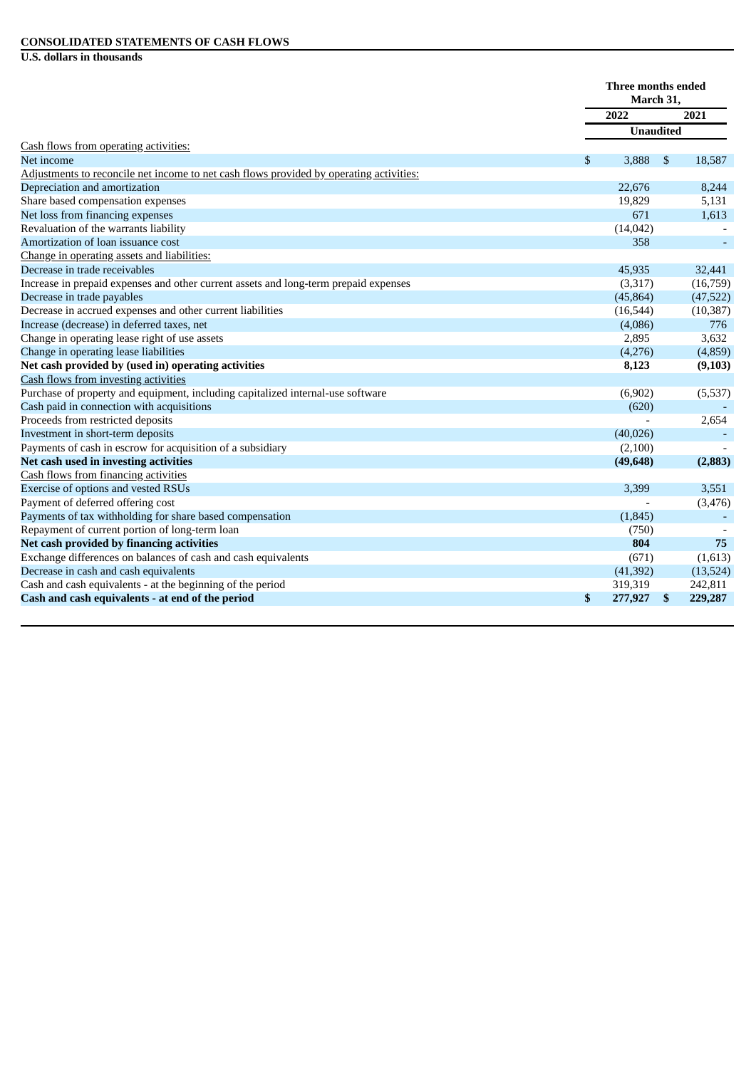**CONSOLIDATED STATEMENTS OF CASH FLOWS**

**U.S. dollars in thousands**

| | Three months ended March 31, | |
|---|---|---|
| | 2022 | 2021 |
| | Unaudited | |
| Cash flows from operating activities: | | |
| Net income | $ 3,888 | $ 18,587 |
| Adjustments to reconcile net income to net cash flows provided by operating activities: | | |
| Depreciation and amortization | 22,676 | 8,244 |
| Share based compensation expenses | 19,829 | 5,131 |
| Net loss from financing expenses | 671 | 1,613 |
| Revaluation of the warrants liability | (14,042) | - |
| Amortization of loan issuance cost | 358 | - |
| Change in operating assets and liabilities: | | |
| Decrease in trade receivables | 45,935 | 32,441 |
| Increase in prepaid expenses and other current assets and long-term prepaid expenses | (3,317) | (16,759) |
| Decrease in trade payables | (45,864) | (47,522) |
| Decrease in accrued expenses and other current liabilities | (16,544) | (10,387) |
| Increase (decrease) in deferred taxes, net | (4,086) | 776 |
| Change in operating lease right of use assets | 2,895 | 3,632 |
| Change in operating lease liabilities | (4,276) | (4,859) |
| **Net cash provided by (used in) operating activities** | **8,123** | **(9,103)** |
| Cash flows from investing activities | | |
| Purchase of property and equipment, including capitalized internal-use software | (6,902) | (5,537) |
| Cash paid in connection with acquisitions | (620) | - |
| Proceeds from restricted deposits | - | 2,654 |
| Investment in short-term deposits | (40,026) | - |
| Payments of cash in escrow for acquisition of a subsidiary | (2,100) | - |
| **Net cash used in investing activities** | **(49,648)** | **(2,883)** |
| Cash flows from financing activities | | |
| Exercise of options and vested RSUs | 3,399 | 3,551 |
| Payment of deferred offering cost | - | (3,476) |
| Payments of tax withholding for share based compensation | (1,845) | - |
| Repayment of current portion of long-term loan | (750) | - |
| **Net cash provided by financing activities** | **804** | **75** |
| Exchange differences on balances of cash and cash equivalents | (671) | (1,613) |
| Decrease in cash and cash equivalents | (41,392) | (13,524) |
| Cash and cash equivalents - at the beginning of the period | 319,319 | 242,811 |
| **Cash and cash equivalents - at end of the period** | **$ 277,927** | **$ 229,287** |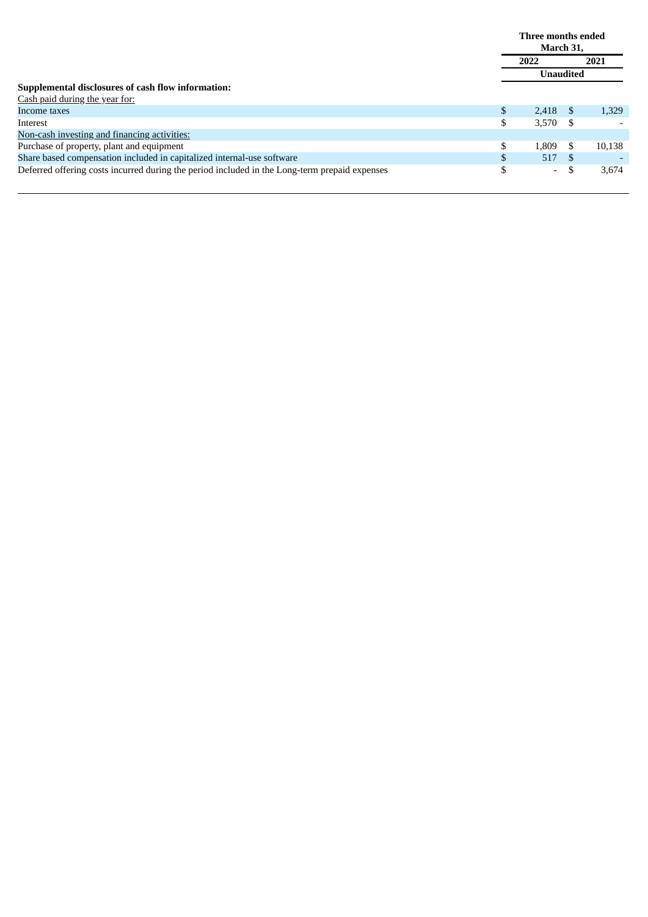| | Three months ended March 31, | |
|---|---|---|
| | 2022 | 2021 |
| | Unaudited | |
| **Supplemental disclosures of cash flow information:** | | |
| Cash paid during the year for: | | |
| Income taxes | $ 2,418 | $ 1,329 |
| Interest | $ 3,570 | $ - |
| Non-cash investing and financing activities: | | |
| Purchase of property, plant and equipment | $ 1,809 | $ 10,138 |
| Share based compensation included in capitalized internal-use software | $ 517 | $ - |
| Deferred offering costs incurred during the period included in the Long-term prepaid expenses | $ - | $ 3,674 |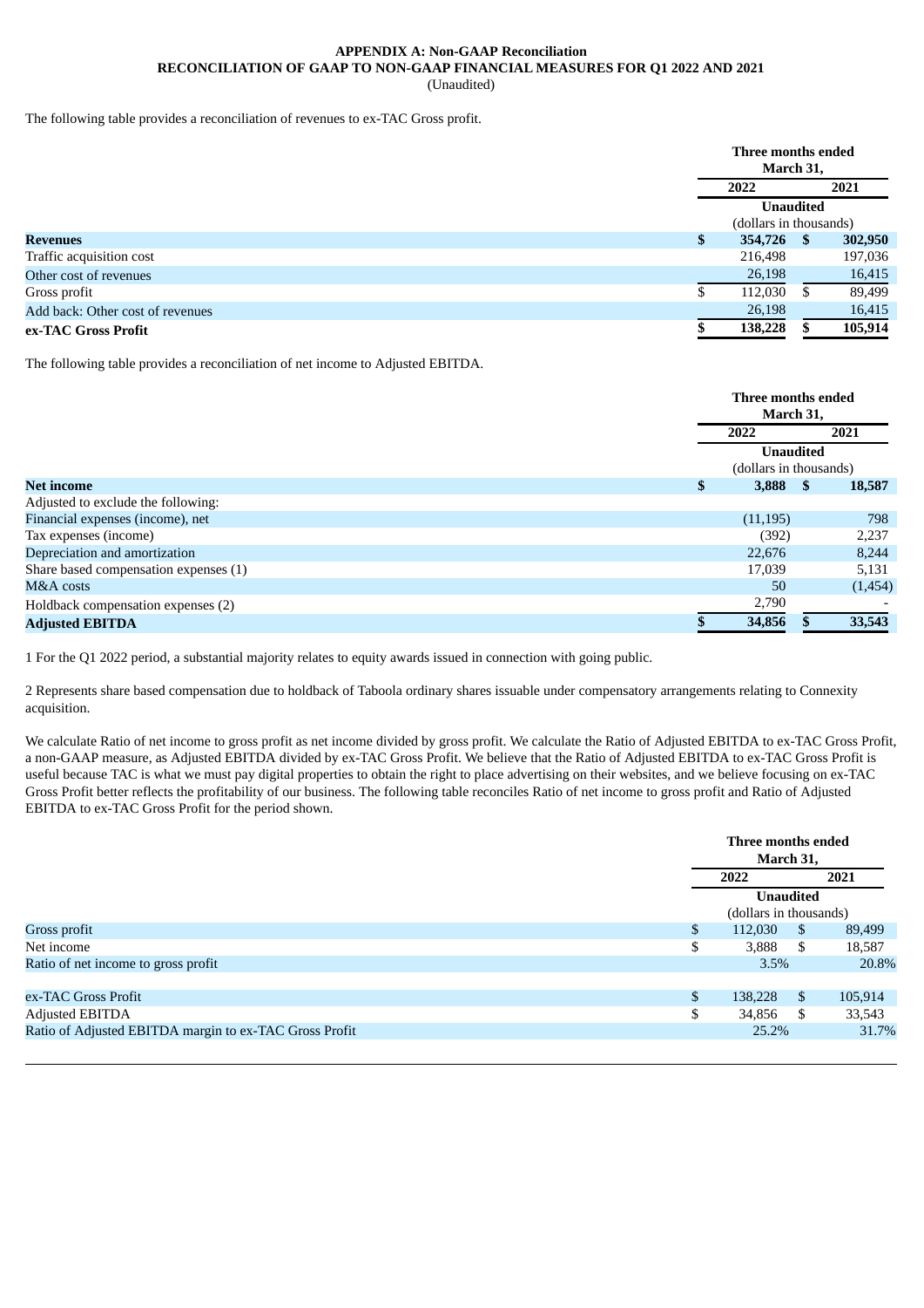**APPENDIX A: Non-GAAP Reconciliation**
**RECONCILIATION OF GAAP TO NON-GAAP FINANCIAL MEASURES FOR Q1 2022 AND 2021**
(Unaudited)

The following table provides a reconciliation of revenues to ex-TAC Gross profit.

| | Three months ended March 31, | |
|---|---|---|
| | 2022 | 2021 |
| | Unaudited (dollars in thousands) | |
| **Revenues** | **$ 354,726** | **$ 302,950** |
| Traffic acquisition cost | 216,498 | 197,036 |
| Other cost of revenues | 26,198 | 16,415 |
| Gross profit | $ 112,030 | $ 89,499 |
| Add back: Other cost of revenues | 26,198 | 16,415 |
| **ex-TAC Gross Profit** | **$ 138,228** | **$ 105,914** |

The following table provides a reconciliation of net income to Adjusted EBITDA.

| | Three months ended March 31, | |
|---|---|---|
| | 2022 | 2021 |
| | Unaudited (dollars in thousands) | |
| **Net income** | **$ 3,888** | **$ 18,587** |
| Adjusted to exclude the following: | | |
| Financial expenses (income), net | (11,195) | 798 |
| Tax expenses (income) | (392) | 2,237 |
| Depreciation and amortization | 22,676 | 8,244 |
| Share based compensation expenses (1) | 17,039 | 5,131 |
| M&A costs | 50 | (1,454) |
| Holdback compensation expenses (2) | 2,790 | - |
| **Adjusted EBITDA** | **$ 34,856** | **$ 33,543** |

1 For the Q1 2022 period, a substantial majority relates to equity awards issued in connection with going public.

2 Represents share based compensation due to holdback of Taboola ordinary shares issuable under compensatory arrangements relating to Connexity acquisition.

We calculate Ratio of net income to gross profit as net income divided by gross profit. We calculate the Ratio of Adjusted EBITDA to ex-TAC Gross Profit, a non-GAAP measure, as Adjusted EBITDA divided by ex-TAC Gross Profit. We believe that the Ratio of Adjusted EBITDA to ex-TAC Gross Profit is useful because TAC is what we must pay digital properties to obtain the right to place advertising on their websites, and we believe focusing on ex-TAC Gross Profit better reflects the profitability of our business. The following table reconciles Ratio of net income to gross profit and Ratio of Adjusted EBITDA to ex-TAC Gross Profit for the period shown.

| | Three months ended March 31, | |
|---|---|---|
| | 2022 | 2021 |
| | Unaudited (dollars in thousands) | |
| Gross profit | $ 112,030 | $ 89,499 |
| Net income | $ 3,888 | $ 18,587 |
| Ratio of net income to gross profit | 3.5% | 20.8% |
| | | |
| ex-TAC Gross Profit | $ 138,228 | $ 105,914 |
| Adjusted EBITDA | $ 34,856 | $ 33,543 |
| Ratio of Adjusted EBITDA margin to ex-TAC Gross Profit | 25.2% | 31.7% |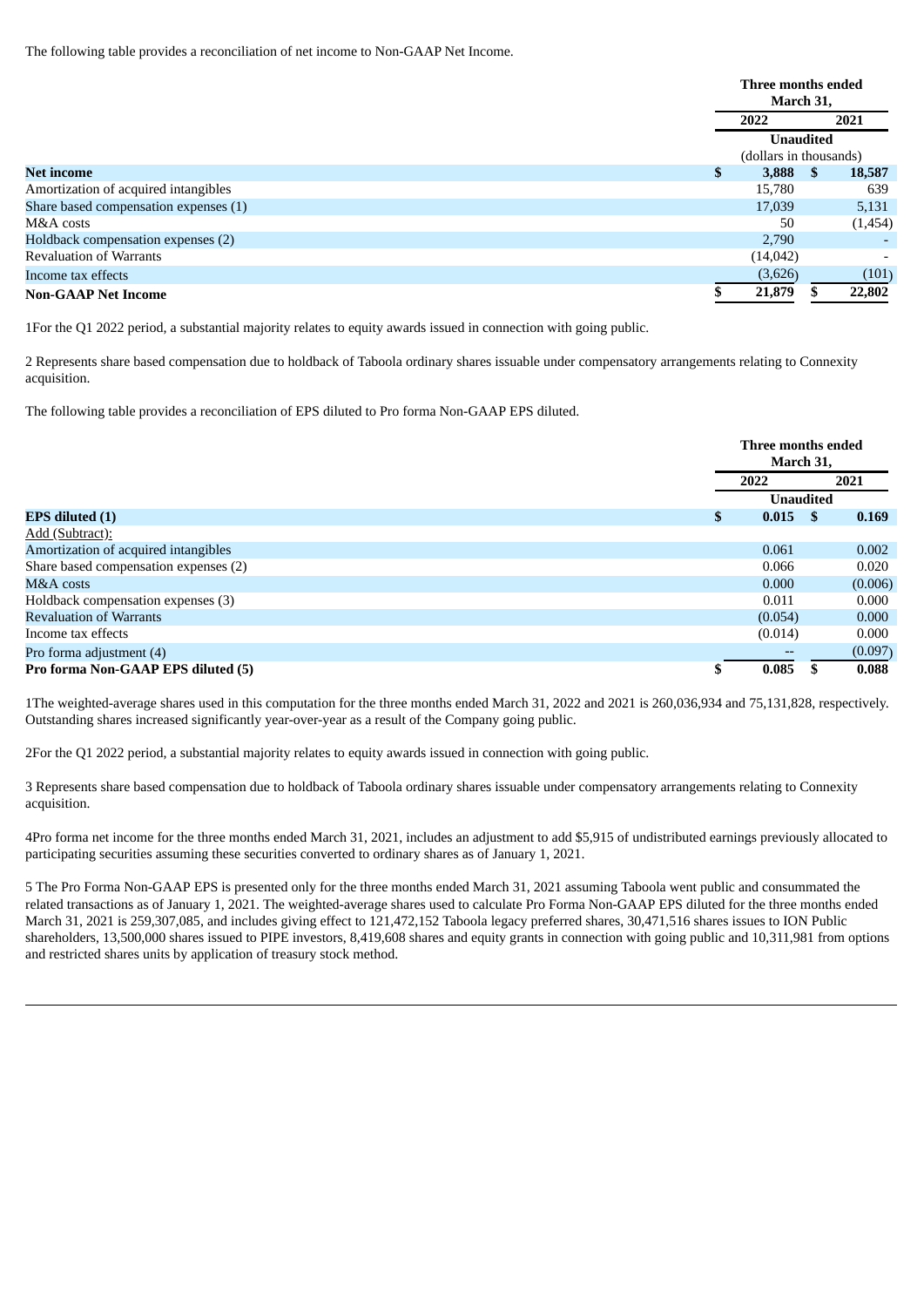The following table provides a reconciliation of net income to Non-GAAP Net Income.

| | Three months ended March 31, | |
|---|---|---|
| | 2022 | 2021 |
| | Unaudited | |
| | (dollars in thousands) | |
| **Net income** | **$ 3,888** | **$ 18,587** |
| Amortization of acquired intangibles | 15,780 | 639 |
| Share based compensation expenses (1) | 17,039 | 5,131 |
| M&A costs | 50 | (1,454) |
| Holdback compensation expenses (2) | 2,790 | - |
| Revaluation of Warrants | (14,042) | - |
| Income tax effects | (3,626) | (101) |
| **Non-GAAP Net Income** | **$ 21,879** | **$ 22,802** |

1For the Q1 2022 period, a substantial majority relates to equity awards issued in connection with going public.

2 Represents share based compensation due to holdback of Taboola ordinary shares issuable under compensatory arrangements relating to Connexity acquisition.

The following table provides a reconciliation of EPS diluted to Pro forma Non-GAAP EPS diluted.

| | Three months ended March 31, | |
|---|---|---|
| | 2022 | 2021 |
| | Unaudited | |
| **EPS diluted (1)** | **$ 0.015** | **$ 0.169** |
| Add (Subtract): | | |
| Amortization of acquired intangibles | 0.061 | 0.002 |
| Share based compensation expenses (2) | 0.066 | 0.020 |
| M&A costs | 0.000 | (0.006) |
| Holdback compensation expenses (3) | 0.011 | 0.000 |
| Revaluation of Warrants | (0.054) | 0.000 |
| Income tax effects | (0.014) | 0.000 |
| Pro forma adjustment (4) | -- | (0.097) |
| **Pro forma Non-GAAP EPS diluted (5)** | **$ 0.085** | **$ 0.088** |

1The weighted-average shares used in this computation for the three months ended March 31, 2022 and 2021 is 260,036,934 and 75,131,828, respectively. Outstanding shares increased significantly year-over-year as a result of the Company going public.

2For the Q1 2022 period, a substantial majority relates to equity awards issued in connection with going public.

3 Represents share based compensation due to holdback of Taboola ordinary shares issuable under compensatory arrangements relating to Connexity acquisition.

4Pro forma net income for the three months ended March 31, 2021, includes an adjustment to add $5,915 of undistributed earnings previously allocated to participating securities assuming these securities converted to ordinary shares as of January 1, 2021.

5 The Pro Forma Non-GAAP EPS is presented only for the three months ended March 31, 2021 assuming Taboola went public and consummated the related transactions as of January 1, 2021. The weighted-average shares used to calculate Pro Forma Non-GAAP EPS diluted for the three months ended March 31, 2021 is 259,307,085, and includes giving effect to 121,472,152 Taboola legacy preferred shares, 30,471,516 shares issues to ION Public shareholders, 13,500,000 shares issued to PIPE investors, 8,419,608 shares and equity grants in connection with going public and 10,311,981 from options and restricted shares units by application of treasury stock method.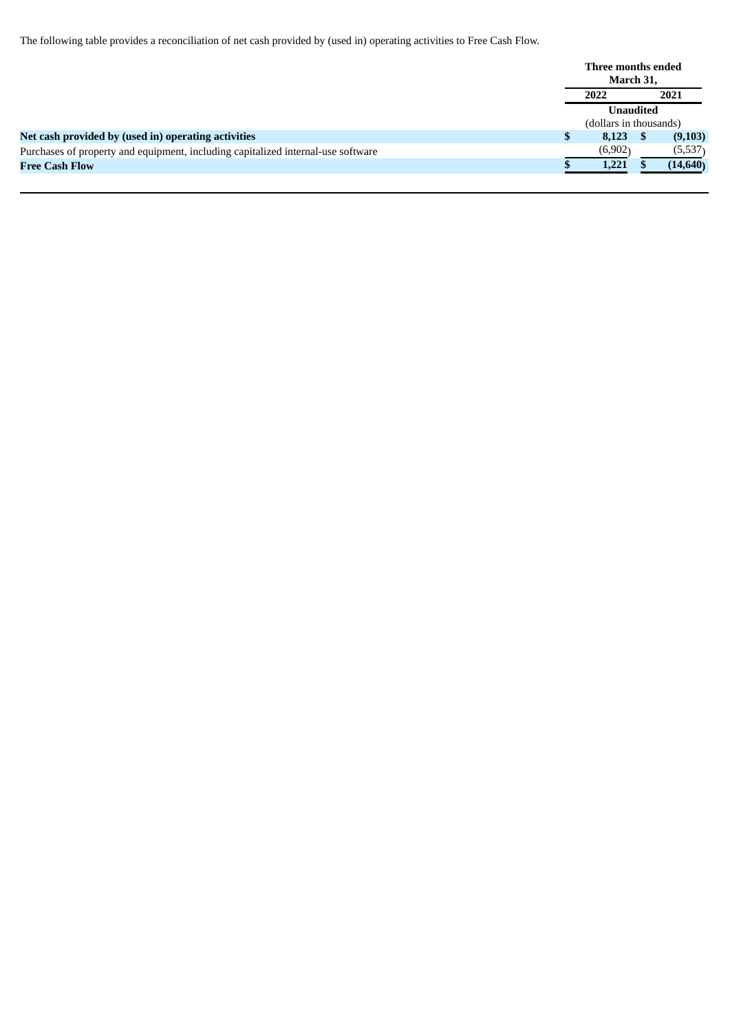The following table provides a reconciliation of net cash provided by (used in) operating activities to Free Cash Flow.

| | Three months ended March 31, | |
|---|---|---|
| | 2022 | 2021 |
| | Unaudited (dollars in thousands) | |
| **Net cash provided by (used in) operating activities** | **$ 8,123** | **$ (9,103)** |
| Purchases of property and equipment, including capitalized internal-use software | (6,902) | (5,537) |
| **Free Cash Flow** | **$ 1,221** | **$ (14,640)** |